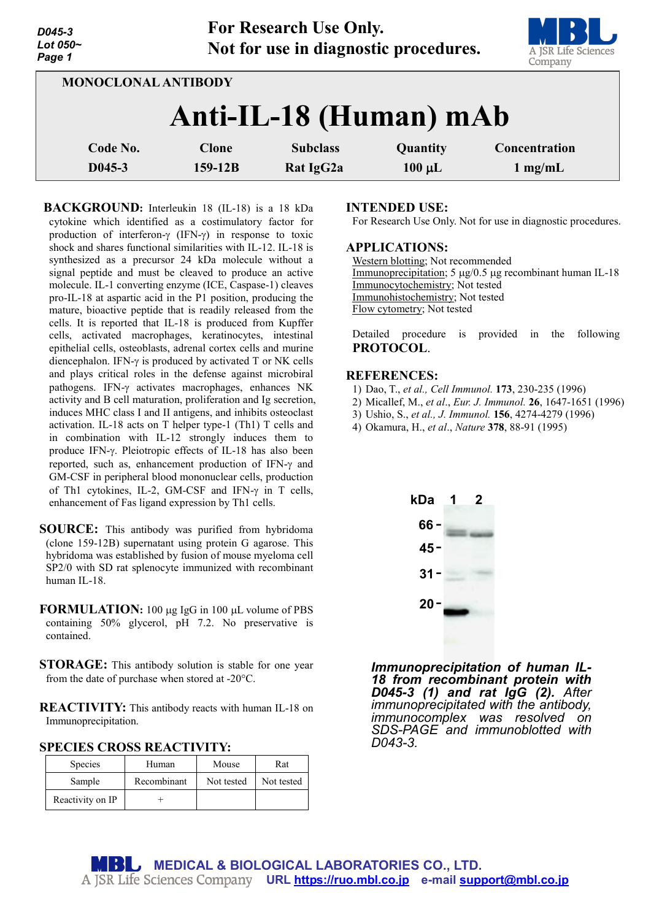D045-3
Lot 050~

For Research Use Only.
Not for use in diagnostic procedures.

MONOCLONAL ANTIBODY

# Anti-IL-18 (Human) mAb

| Code No. | Clone | Subclass | Quantity | Concentration |
|---|---|---|---|---|
| D045-3 | 159-12B | Rat IgG2a | 100 µL | 1 mg/mL |

**BACKGROUND:** Interleukin 18 (IL-18) is a 18 kDa cytokine which identified as a costimulatory factor for production of interferon-γ (IFN-γ) in response to toxic shock and shares functional similarities with IL-12. IL-18 is synthesized as a precursor 24 kDa molecule without a signal peptide and must be cleaved to produce an active molecule. IL-1 converting enzyme (ICE, Caspase-1) cleaves pro-IL-18 at aspartic acid in the P1 position, producing the mature, bioactive peptide that is readily released from the cells. It is reported that IL-18 is produced from Kupffer cells, activated macrophages, keratinocytes, intestinal epithelial cells, osteoblasts, adrenal cortex cells and murine diencephalon. IFN-γ is produced by activated T or NK cells and plays critical roles in the defense against microbiral pathogens. IFN-γ activates macrophages, enhances NK activity and B cell maturation, proliferation and Ig secretion, induces MHC class I and II antigens, and inhibits osteoclast activation. IL-18 acts on T helper type-1 (Th1) cells and in combination with IL-12 strongly induces them to produce IFN-γ. Pleiotropic effects of IL-18 has also been reported, such as, enhancement production of IFN-γ and GM-CSF in peripheral blood mononuclear cells, production of Th1 cytokines, IL-2, GM-CSF and IFN-γ in T cells, enhancement of Fas ligand expression by Th1 cells.

**SOURCE:** This antibody was purified from hybridoma (clone 159-12B) supernatant using protein G agarose. This hybridoma was established by fusion of mouse myeloma cell SP2/0 with SD rat splenocyte immunized with recombinant human IL-18.

**FORMULATION:** 100 µg IgG in 100 µL volume of PBS containing 50% glycerol, pH 7.2. No preservative is contained.

**STORAGE:** This antibody solution is stable for one year from the date of purchase when stored at -20°C.

**REACTIVITY:** This antibody reacts with human IL-18 on Immunoprecipitation.

**SPECIES CROSS REACTIVITY:**

| Species | Human | Mouse | Rat |
|---|---|---|---|
| Sample | Recombinant | Not tested | Not tested |
| Reactivity on IP | + | | |

**INTENDED USE:**
For Research Use Only. Not for use in diagnostic procedures.

**APPLICATIONS:**
Western blotting; Not recommended
Immunoprecipitation; 5 µg/0.5 µg recombinant human IL-18
Immunocytochemistry; Not tested
Immunohistochemistry; Not tested
Flow cytometry; Not tested

Detailed procedure is provided in the following **PROTOCOL**.

**REFERENCES:**
1) Dao, T., *et al., Cell Immunol.* **173**, 230-235 (1996)
2) Micallef, M., *et al*., *Eur. J. Immunol.* **26**, 1647-1651 (1996)
3) Ushio, S., *et al., J. Immunol.* **156**, 4274-4279 (1996)
4) Okamura, H., *et al*., *Nature* **378**, 88-91 (1995)

*Immunoprecipitation of human IL-18 from recombinant protein with **D045-3 (1) and rat IgG (2).** After immunoprecipitated with the antibody, immunocomplex was resolved on SDS-PAGE and immunoblotted with D043-3.*

MEDICAL & BIOLOGICAL LABORATORIES CO., LTD.
URL https://ruo.mbl.co.jp e-mail support@mbl.co.jp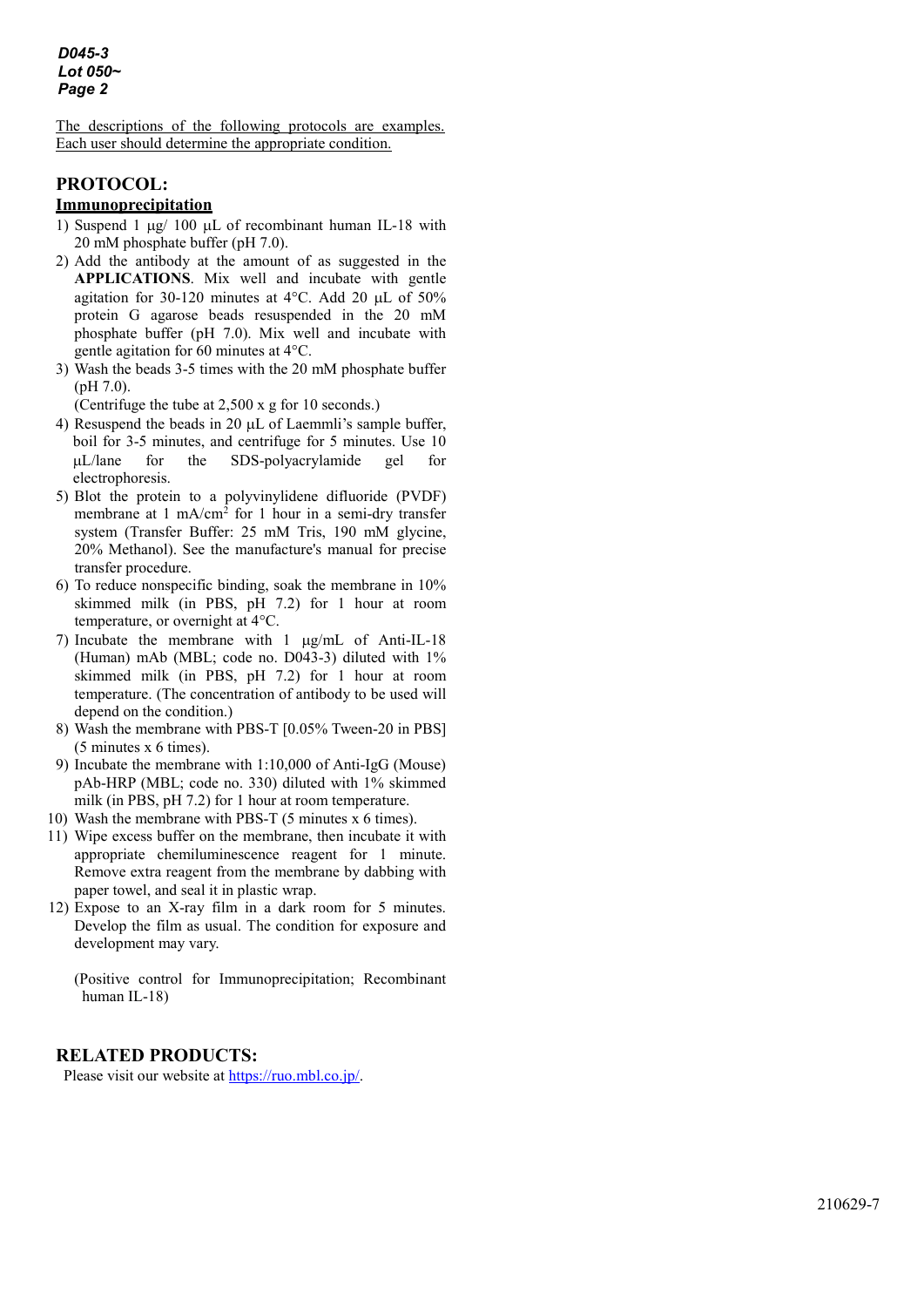The descriptions of the following protocols are examples. Each user should determine the appropriate condition.

## PROTOCOL:

### Immunoprecipitation

1) Suspend 1 μg/ 100 μL of recombinant human IL-18 with 20 mM phosphate buffer (pH 7.0).
2) Add the antibody at the amount of as suggested in the **APPLICATIONS**. Mix well and incubate with gentle agitation for 30-120 minutes at 4°C. Add 20 μL of 50% protein G agarose beads resuspended in the 20 mM phosphate buffer (pH 7.0). Mix well and incubate with gentle agitation for 60 minutes at 4°C.
3) Wash the beads 3-5 times with the 20 mM phosphate buffer (pH 7.0).
   (Centrifuge the tube at 2,500 x g for 10 seconds.)
4) Resuspend the beads in 20 μL of Laemmli's sample buffer, boil for 3-5 minutes, and centrifuge for 5 minutes. Use 10 μL/lane for the SDS-polyacrylamide gel for electrophoresis.
5) Blot the protein to a polyvinylidene difluoride (PVDF) membrane at 1 mA/cm$^2$ for 1 hour in a semi-dry transfer system (Transfer Buffer: 25 mM Tris, 190 mM glycine, 20% Methanol). See the manufacture's manual for precise transfer procedure.
6) To reduce nonspecific binding, soak the membrane in 10% skimmed milk (in PBS, pH 7.2) for 1 hour at room temperature, or overnight at 4°C.
7) Incubate the membrane with 1 μg/mL of Anti-IL-18 (Human) mAb (MBL; code no. D043-3) diluted with 1% skimmed milk (in PBS, pH 7.2) for 1 hour at room temperature. (The concentration of antibody to be used will depend on the condition.)
8) Wash the membrane with PBS-T [0.05% Tween-20 in PBS] (5 minutes x 6 times).
9) Incubate the membrane with 1:10,000 of Anti-IgG (Mouse) pAb-HRP (MBL; code no. 330) diluted with 1% skimmed milk (in PBS, pH 7.2) for 1 hour at room temperature.
10) Wash the membrane with PBS-T (5 minutes x 6 times).
11) Wipe excess buffer on the membrane, then incubate it with appropriate chemiluminescence reagent for 1 minute. Remove extra reagent from the membrane by dabbing with paper towel, and seal it in plastic wrap.
12) Expose to an X-ray film in a dark room for 5 minutes. Develop the film as usual. The condition for exposure and development may vary.

    (Positive control for Immunoprecipitation; Recombinant human IL-18)

## RELATED PRODUCTS:

Please visit our website at https://ruo.mbl.co.jp/.

210629-7